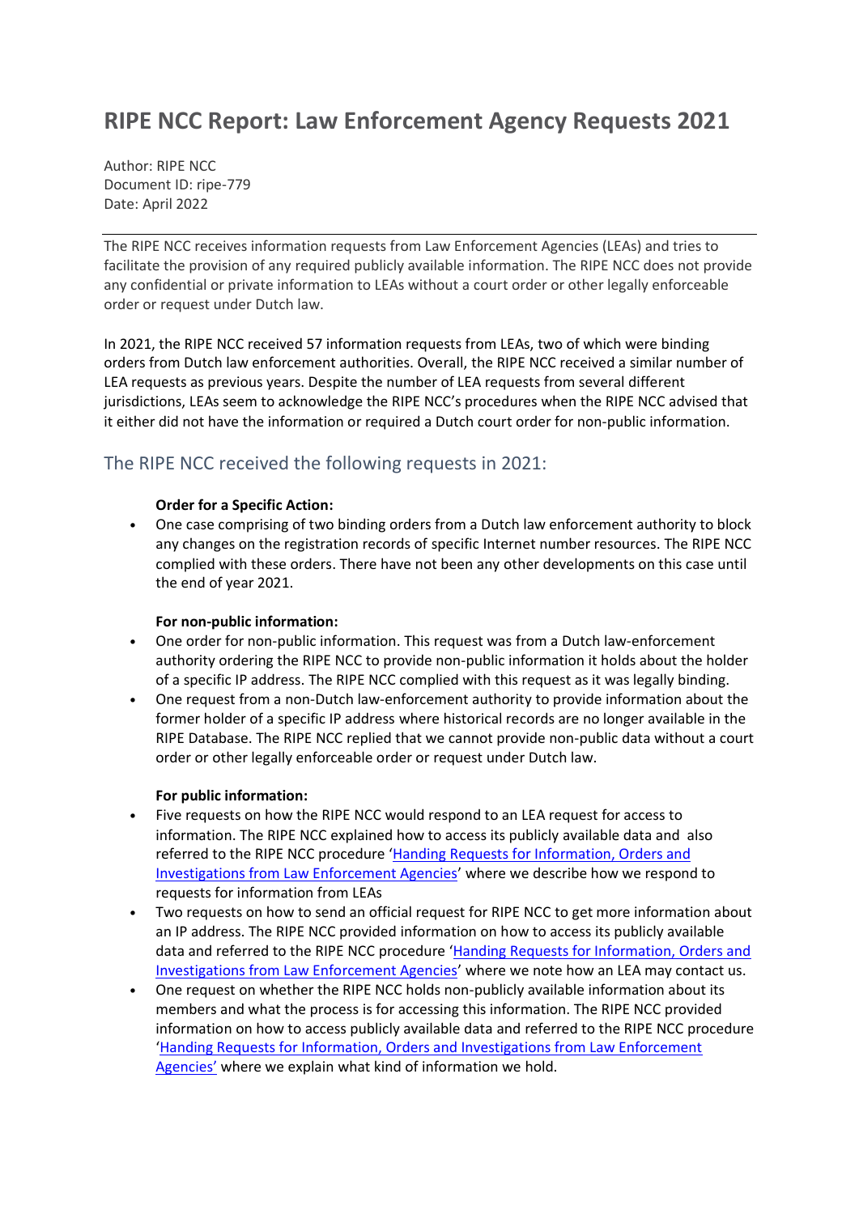# RIPE NCC Report: Law Enforcement Agency Requests 2021

Author: RIPE NCC
Document ID: ripe-779
Date: April 2022

---

The RIPE NCC receives information requests from Law Enforcement Agencies (LEAs) and tries to facilitate the provision of any required publicly available information. The RIPE NCC does not provide any confidential or private information to LEAs without a court order or other legally enforceable order or request under Dutch law.

In 2021, the RIPE NCC received 57 information requests from LEAs, two of which were binding orders from Dutch law enforcement authorities. Overall, the RIPE NCC received a similar number of LEA requests as previous years. Despite the number of LEA requests from several different jurisdictions, LEAs seem to acknowledge the RIPE NCC's procedures when the RIPE NCC advised that it either did not have the information or required a Dutch court order for non-public information.

## The RIPE NCC received the following requests in 2021:

**Order for a Specific Action:**

- One case comprising of two binding orders from a Dutch law enforcement authority to block any changes on the registration records of specific Internet number resources. The RIPE NCC complied with these orders. There have not been any other developments on this case until the end of year 2021.

**For non-public information:**

- One order for non-public information. This request was from a Dutch law-enforcement authority ordering the RIPE NCC to provide non-public information it holds about the holder of a specific IP address. The RIPE NCC complied with this request as it was legally binding.
- One request from a non-Dutch law-enforcement authority to provide information about the former holder of a specific IP address where historical records are no longer available in the RIPE Database. The RIPE NCC replied that we cannot provide non-public data without a court order or other legally enforceable order or request under Dutch law.

**For public information:**

- Five requests on how the RIPE NCC would respond to an LEA request for access to information. The RIPE NCC explained how to access its publicly available data and also referred to the RIPE NCC procedure 'Handing Requests for Information, Orders and Investigations from Law Enforcement Agencies' where we describe how we respond to requests for information from LEAs
- Two requests on how to send an official request for RIPE NCC to get more information about an IP address. The RIPE NCC provided information on how to access its publicly available data and referred to the RIPE NCC procedure 'Handing Requests for Information, Orders and Investigations from Law Enforcement Agencies' where we note how an LEA may contact us.
- One request on whether the RIPE NCC holds non-publicly available information about its members and what the process is for accessing this information. The RIPE NCC provided information on how to access publicly available data and referred to the RIPE NCC procedure 'Handing Requests for Information, Orders and Investigations from Law Enforcement Agencies' where we explain what kind of information we hold.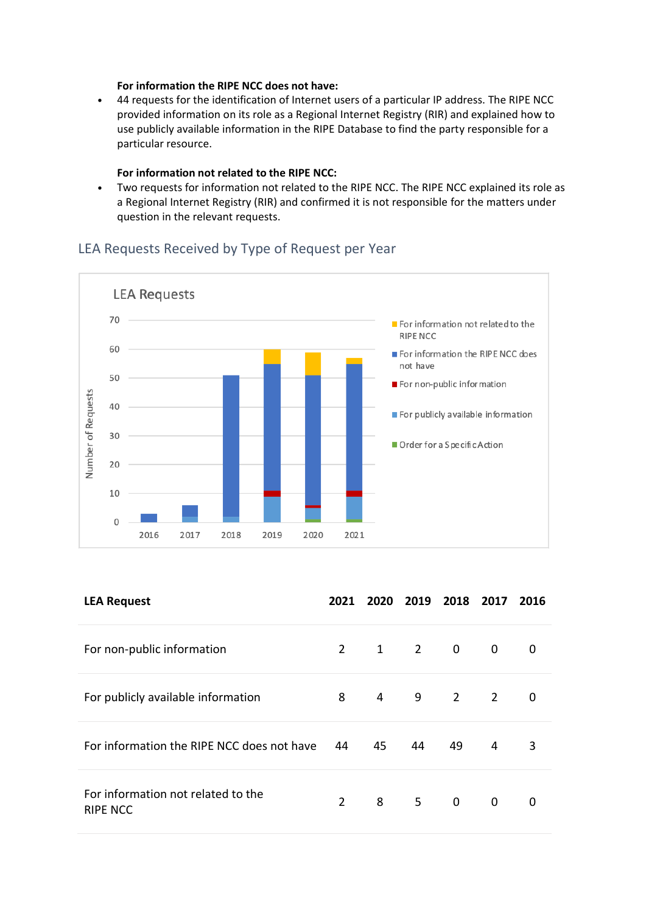**For information the RIPE NCC does not have:**

- 44 requests for the identification of Internet users of a particular IP address. The RIPE NCC provided information on its role as a Regional Internet Registry (RIR) and explained how to use publicly available information in the RIPE Database to find the party responsible for a particular resource.

**For information not related to the RIPE NCC:**

- Two requests for information not related to the RIPE NCC. The RIPE NCC explained its role as a Regional Internet Registry (RIR) and confirmed it is not responsible for the matters under question in the relevant requests.

## LEA Requests Received by Type of Request per Year

| LEA Request | 2021 | 2020 | 2019 | 2018 | 2017 | 2016 |
|---|---|---|---|---|---|---|
| For non-public information | 2 | 1 | 2 | 0 | 0 | 0 |
| For publicly available information | 8 | 4 | 9 | 2 | 2 | 0 |
| For information the RIPE NCC does not have | 44 | 45 | 44 | 49 | 4 | 3 |
| For information not related to the RIPE NCC | 2 | 8 | 5 | 0 | 0 | 0 |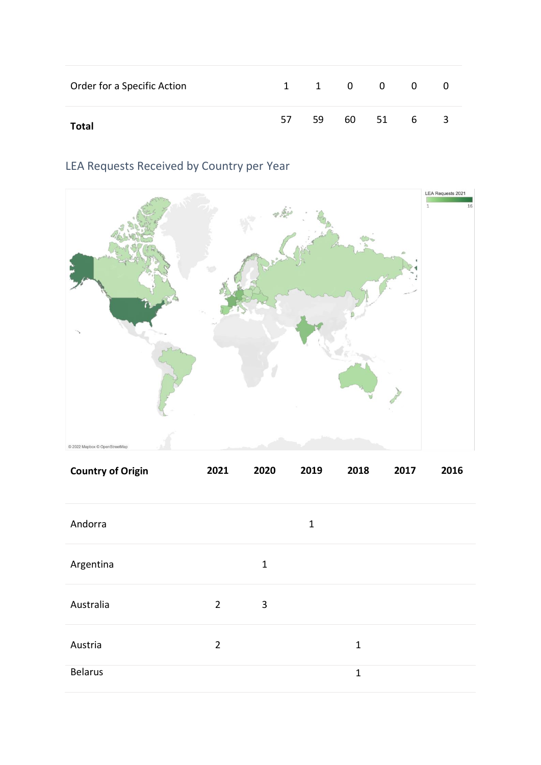| | | | | | | |
|---|---|---|---|---|---|---|
| Order for a Specific Action | 1 | 1 | 0 | 0 | 0 | 0 |
| **Total** | 57 | 59 | 60 | 51 | 6 | 3 |

## LEA Requests Received by Country per Year

| Country of Origin | 2021 | 2020 | 2019 | 2018 | 2017 | 2016 |
|---|---|---|---|---|---|---|
| Andorra | | | 1 | | | |
| Argentina | | 1 | | | | |
| Australia | 2 | 3 | | | | |
| Austria | 2 | | | 1 | | |
| Belarus | | | | 1 | | |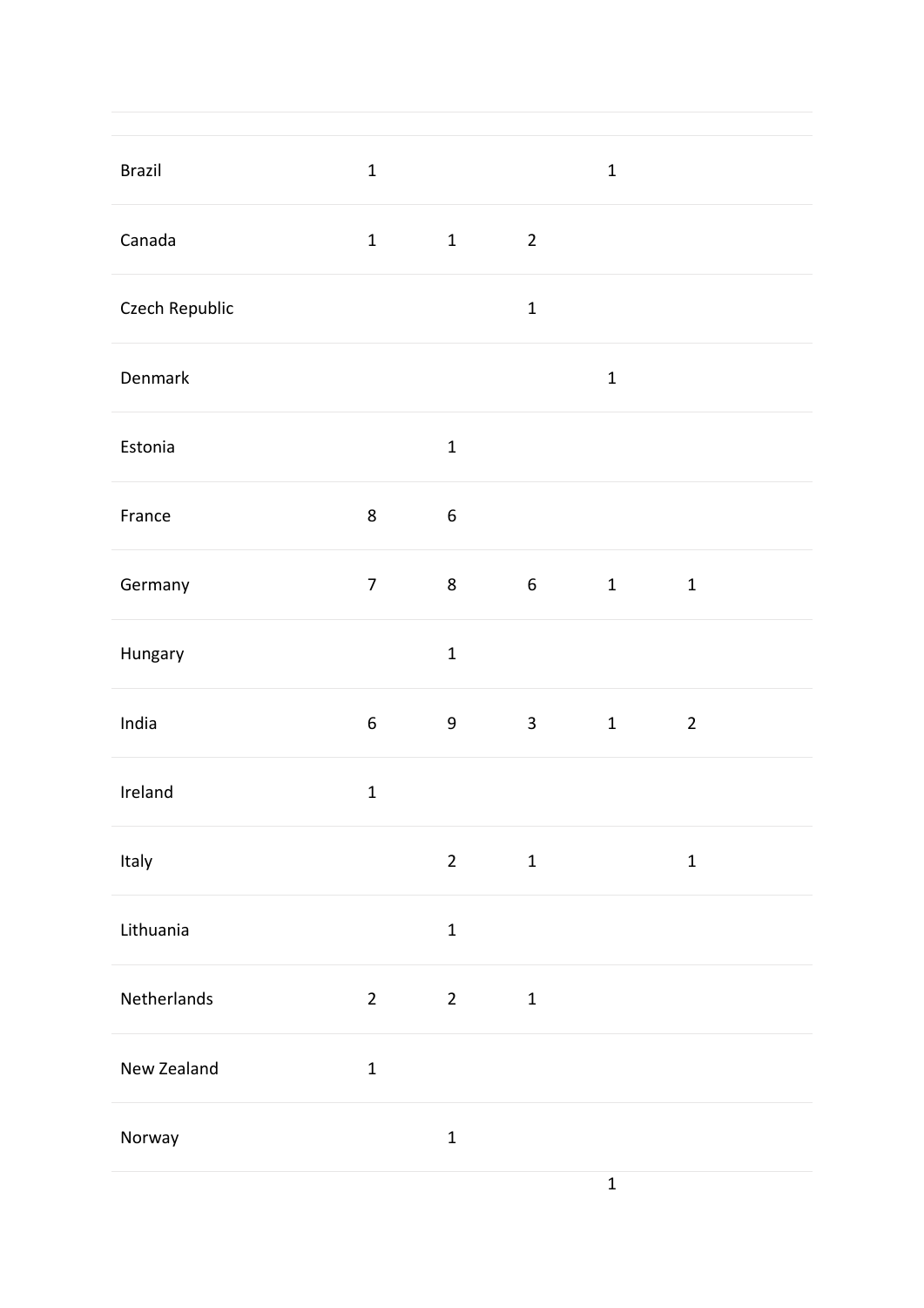| | | | | | |
|---|---|---|---|---|---|
| Brazil | 1 | | | 1 | |
| Canada | 1 | 1 | 2 | | |
| Czech Republic | | | 1 | | |
| Denmark | | | | 1 | |
| Estonia | | 1 | | | |
| France | 8 | 6 | | | |
| Germany | 7 | 8 | 6 | 1 | 1 |
| Hungary | | 1 | | | |
| India | 6 | 9 | 3 | 1 | 2 |
| Ireland | 1 | | | | |
| Italy | | 2 | 1 | | 1 |
| Lithuania | | 1 | | | |
| Netherlands | 2 | 2 | 1 | | |
| New Zealand | 1 | | | | |
| Norway | | 1 | | | |
| | | | | 1 | |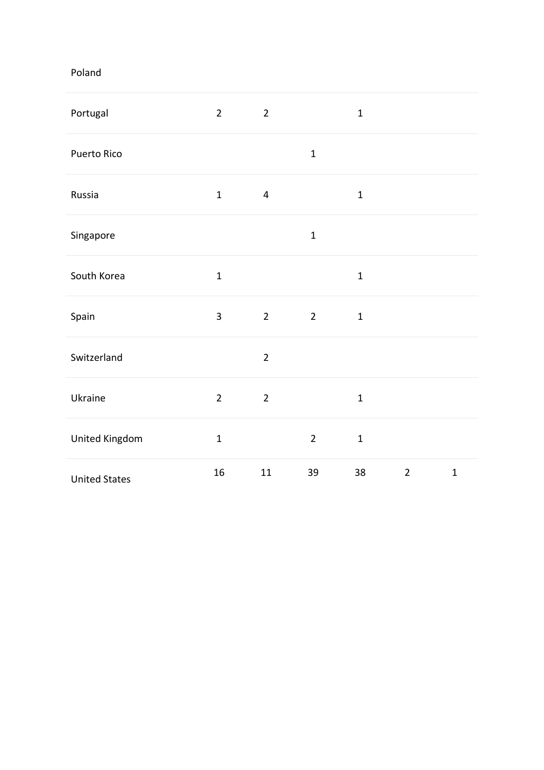| | | | | | | |
|---|---|---|---|---|---|---|
| Poland | | | | | | |
| Portugal | 2 | 2 | | 1 | | |
| Puerto Rico | | | 1 | | | |
| Russia | 1 | 4 | | 1 | | |
| Singapore | | | 1 | | | |
| South Korea | 1 | | | 1 | | |
| Spain | 3 | 2 | 2 | 1 | | |
| Switzerland | | 2 | | | | |
| Ukraine | 2 | 2 | | 1 | | |
| United Kingdom | 1 | | 2 | 1 | | |
| United States | 16 | 11 | 39 | 38 | 2 | 1 |